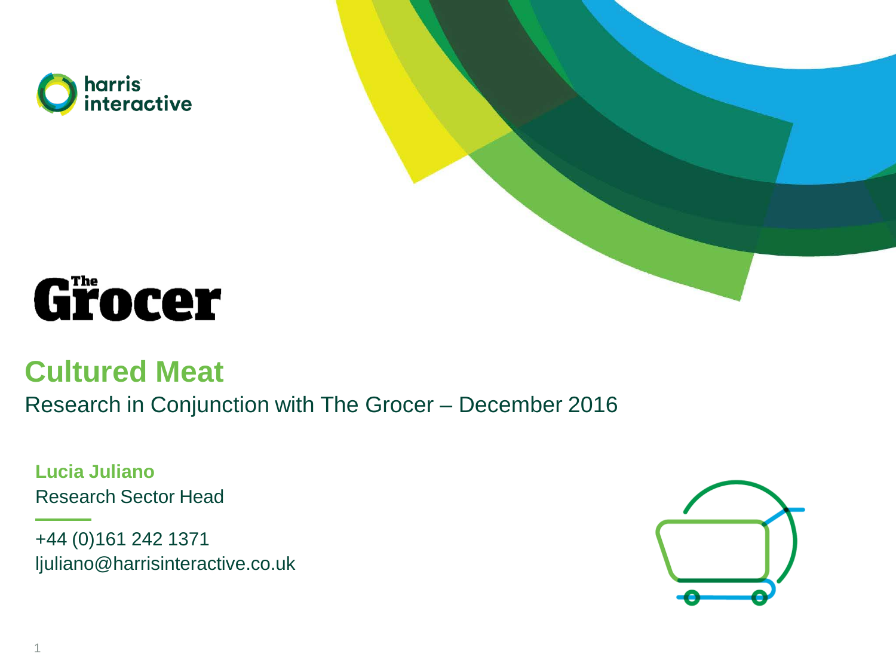harris interactive

The Grocer

# Cultured Meat

Research in Conjunction with The Grocer – December 2016

**Lucia Juliano**

Research Sector Head

+44 (0)161 242 1371

ljuliano@harrisinteractive.co.uk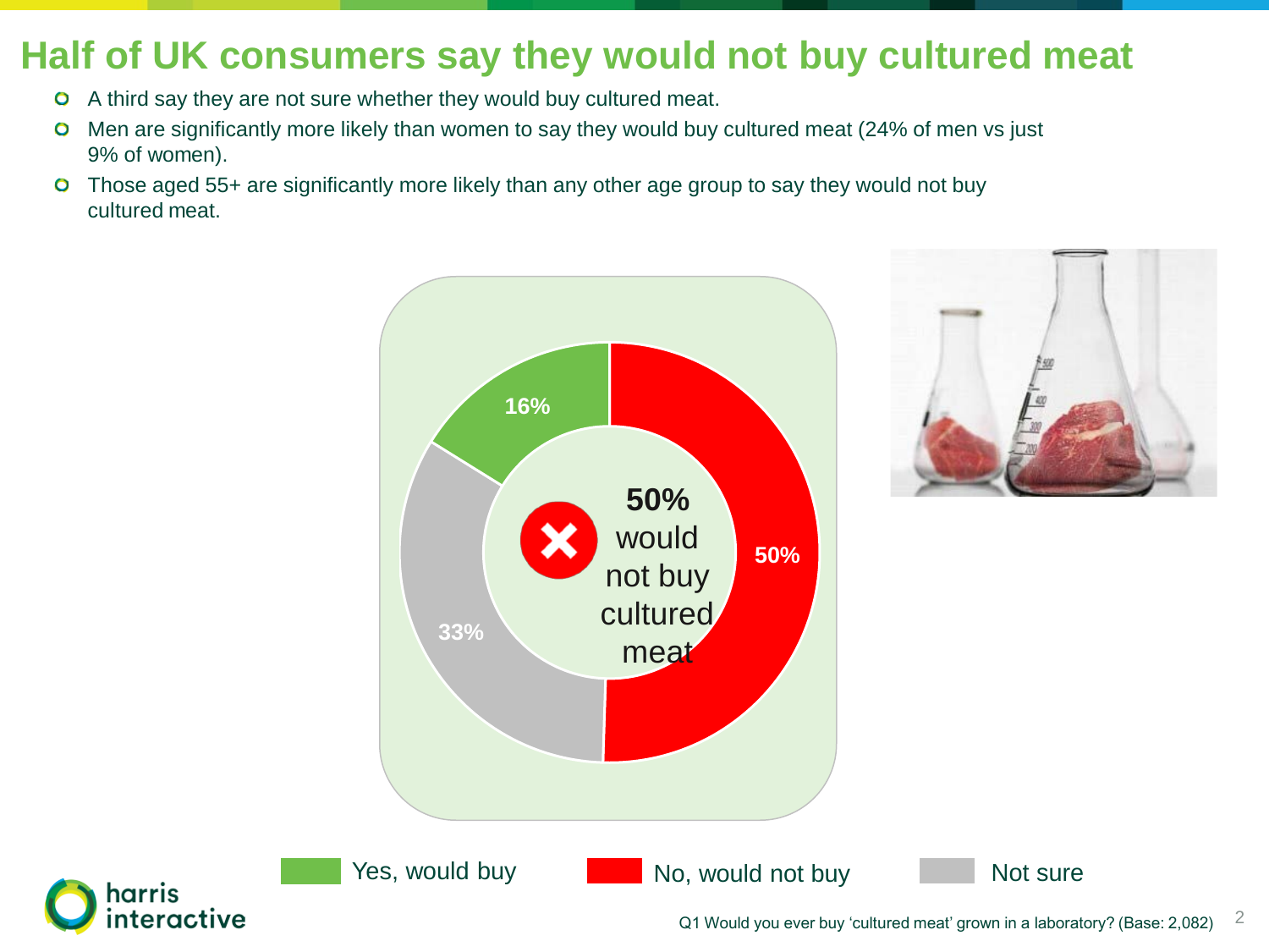# Half of UK consumers say they would not buy cultured meat

- A third say they are not sure whether they would buy cultured meat.
- Men are significantly more likely than women to say they would buy cultured meat (24% of men vs just 9% of women).
- Those aged 55+ are significantly more likely than any other age group to say they would not buy cultured meat.

| Response | % |
| --- | --- |
| Yes, would buy | 16% |
| No, would not buy | 50% |
| Not sure | 33% |

**50%** would not buy cultured meat

Q1 Would you ever buy 'cultured meat' grown in a laboratory? (Base: 2,082)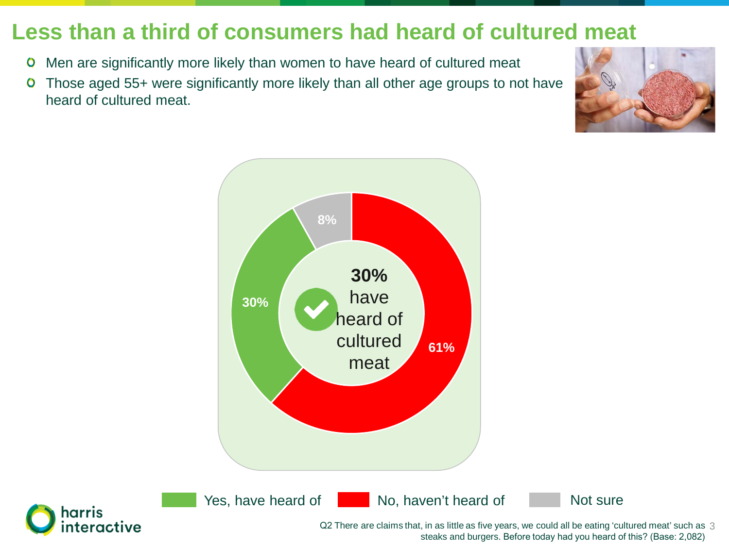# Less than a third of consumers had heard of cultured meat

- Men are significantly more likely than women to have heard of cultured meat
- Those aged 55+ were significantly more likely than all other age groups to not have heard of cultured meat.

**30%** have heard of cultured meat

| Response | % |
| --- | --- |
| Yes, have heard of | 30% |
| No, haven't heard of | 61% |
| Not sure | 8% |

Q2 There are claims that, in as little as five years, we could all be eating 'cultured meat' such as steaks and burgers. Before today had you heard of this? (Base: 2,082)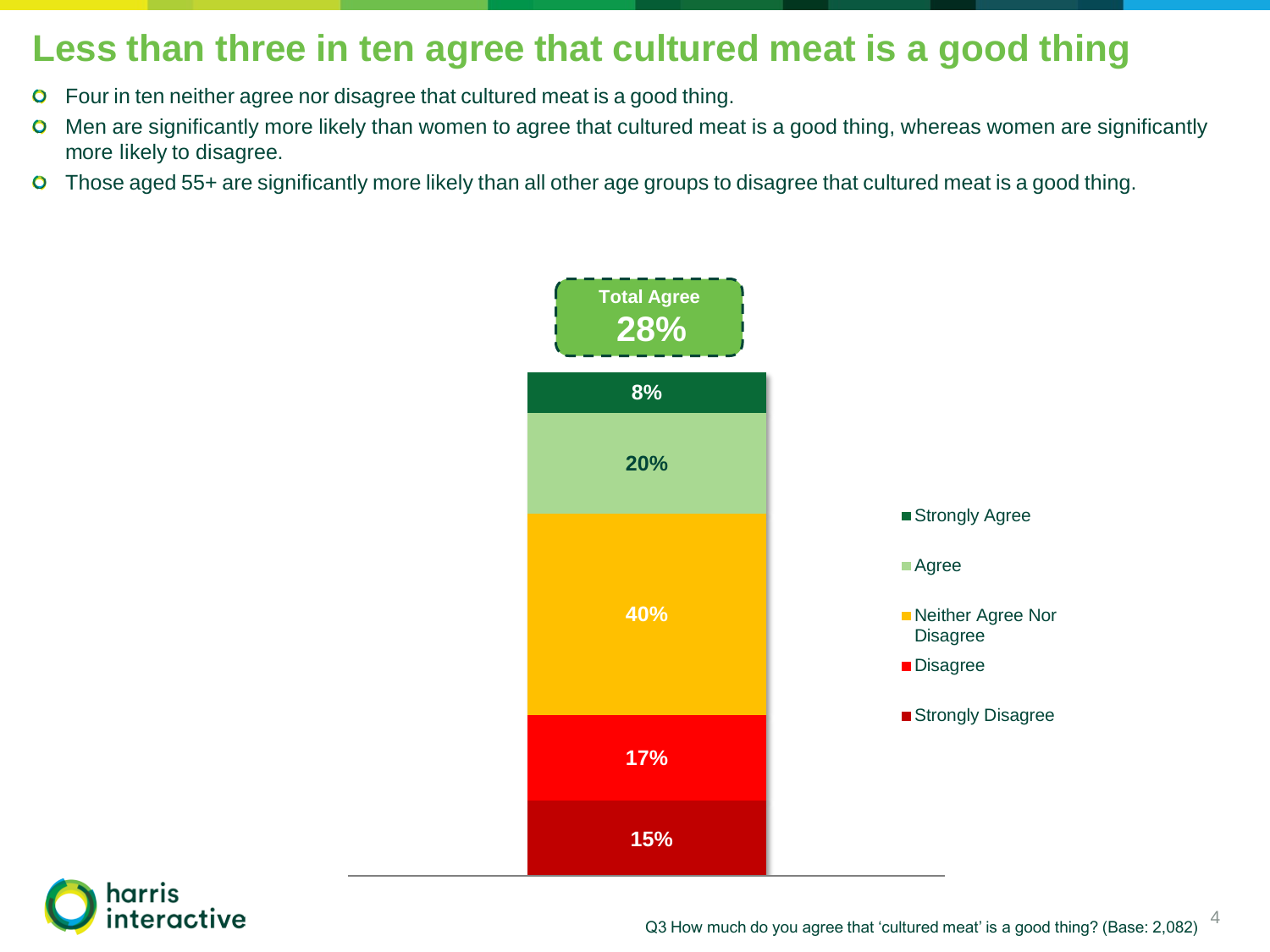# Less than three in ten agree that cultured meat is a good thing

- Four in ten neither agree nor disagree that cultured meat is a good thing.
- Men are significantly more likely than women to agree that cultured meat is a good thing, whereas women are significantly more likely to disagree.
- Those aged 55+ are significantly more likely than all other age groups to disagree that cultured meat is a good thing.

**Total Agree 28%**

| Response | % |
|---|---|
| Strongly Agree | 8% |
| Agree | 20% |
| Neither Agree Nor Disagree | 40% |
| Disagree | 17% |
| Strongly Disagree | 15% |

Q3 How much do you agree that 'cultured meat' is a good thing? (Base: 2,082)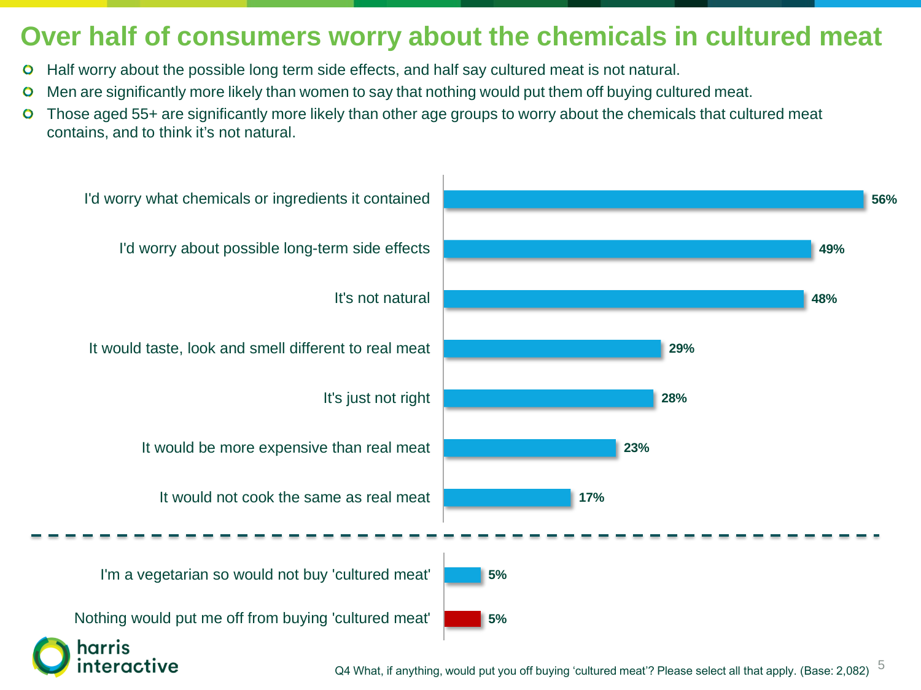# Over half of consumers worry about the chemicals in cultured meat

- Half worry about the possible long term side effects, and half say cultured meat is not natural.
- Men are significantly more likely than women to say that nothing would put them off buying cultured meat.
- Those aged 55+ are significantly more likely than other age groups to worry about the chemicals that cultured meat contains, and to think it's not natural.

| Response | % |
|---|---|
| I'd worry what chemicals or ingredients it contained | 56% |
| I'd worry about possible long-term side effects | 49% |
| It's not natural | 48% |
| It would taste, look and smell different to real meat | 29% |
| It's just not right | 28% |
| It would be more expensive than real meat | 23% |
| It would not cook the same as real meat | 17% |
| I'm a vegetarian so would not buy 'cultured meat' | 5% |
| Nothing would put me off from buying 'cultured meat' | 5% |

Q4 What, if anything, would put you off buying 'cultured meat'? Please select all that apply. (Base: 2,082)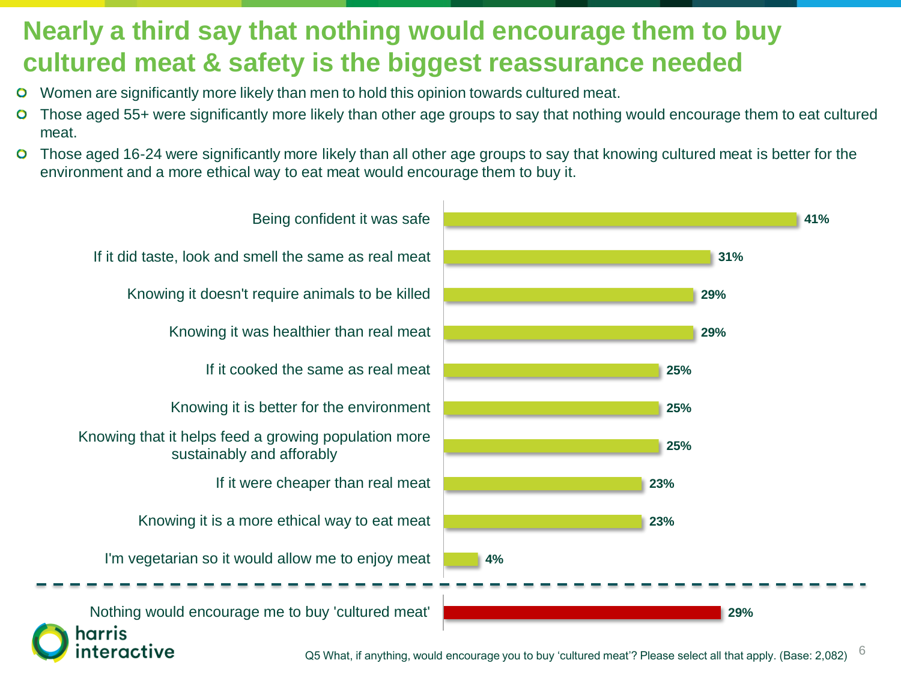# Nearly a third say that nothing would encourage them to buy cultured meat & safety is the biggest reassurance needed

- Women are significantly more likely than men to hold this opinion towards cultured meat.
- Those aged 55+ were significantly more likely than other age groups to say that nothing would encourage them to eat cultured meat.
- Those aged 16-24 were significantly more likely than all other age groups to say that knowing cultured meat is better for the environment and a more ethical way to eat meat would encourage them to buy it.

| Response | % |
|---|---|
| Being confident it was safe | 41% |
| If it did taste, look and smell the same as real meat | 31% |
| Knowing it doesn't require animals to be killed | 29% |
| Knowing it was healthier than real meat | 29% |
| If it cooked the same as real meat | 25% |
| Knowing it is better for the environment | 25% |
| Knowing that it helps feed a growing population more sustainably and afforably | 25% |
| If it were cheaper than real meat | 23% |
| Knowing it is a more ethical way to eat meat | 23% |
| I'm vegetarian so it would allow me to enjoy meat | 4% |
| Nothing would encourage me to buy 'cultured meat' | 29% |

Q5 What, if anything, would encourage you to buy 'cultured meat'? Please select all that apply. (Base: 2,082)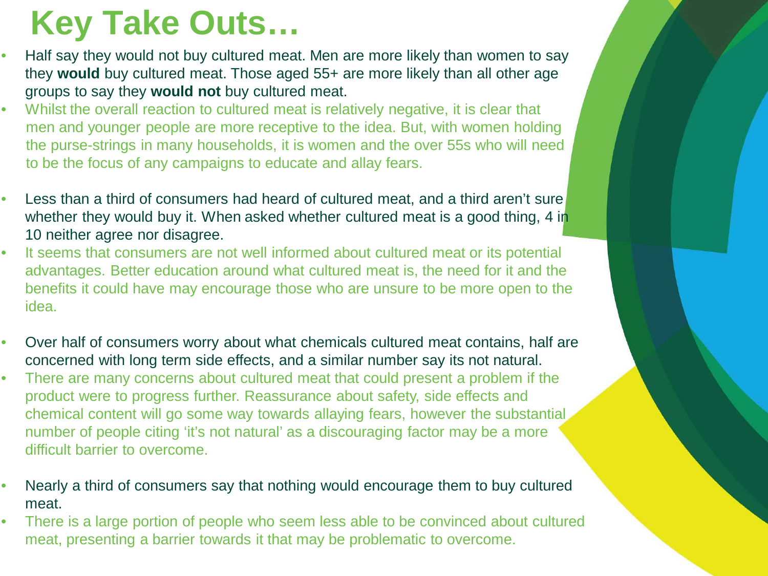# Key Take Outs…

- Half say they would not buy cultured meat. Men are more likely than women to say they **would** buy cultured meat. Those aged 55+ are more likely than all other age groups to say they **would not** buy cultured meat.
- Whilst the overall reaction to cultured meat is relatively negative, it is clear that men and younger people are more receptive to the idea. But, with women holding the purse-strings in many households, it is women and the over 55s who will need to be the focus of any campaigns to educate and allay fears.

- Less than a third of consumers had heard of cultured meat, and a third aren't sure whether they would buy it. When asked whether cultured meat is a good thing, 4 in 10 neither agree nor disagree.
- It seems that consumers are not well informed about cultured meat or its potential advantages. Better education around what cultured meat is, the need for it and the benefits it could have may encourage those who are unsure to be more open to the idea.

- Over half of consumers worry about what chemicals cultured meat contains, half are concerned with long term side effects, and a similar number say its not natural.
- There are many concerns about cultured meat that could present a problem if the product were to progress further. Reassurance about safety, side effects and chemical content will go some way towards allaying fears, however the substantial number of people citing 'it's not natural' as a discouraging factor may be a more difficult barrier to overcome.

- Nearly a third of consumers say that nothing would encourage them to buy cultured meat.
- There is a large portion of people who seem less able to be convinced about cultured meat, presenting a barrier towards it that may be problematic to overcome.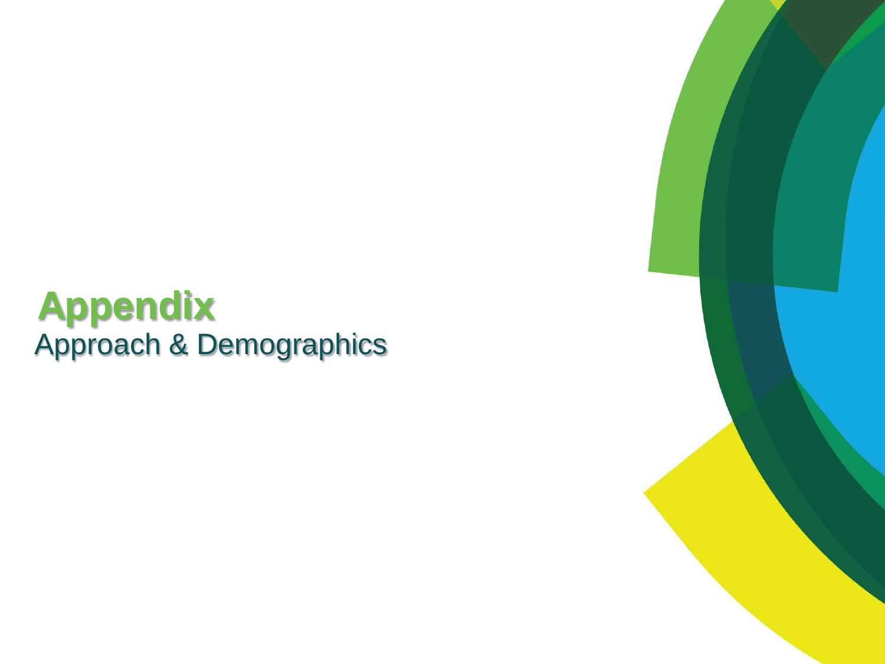# Appendix

Approach & Demographics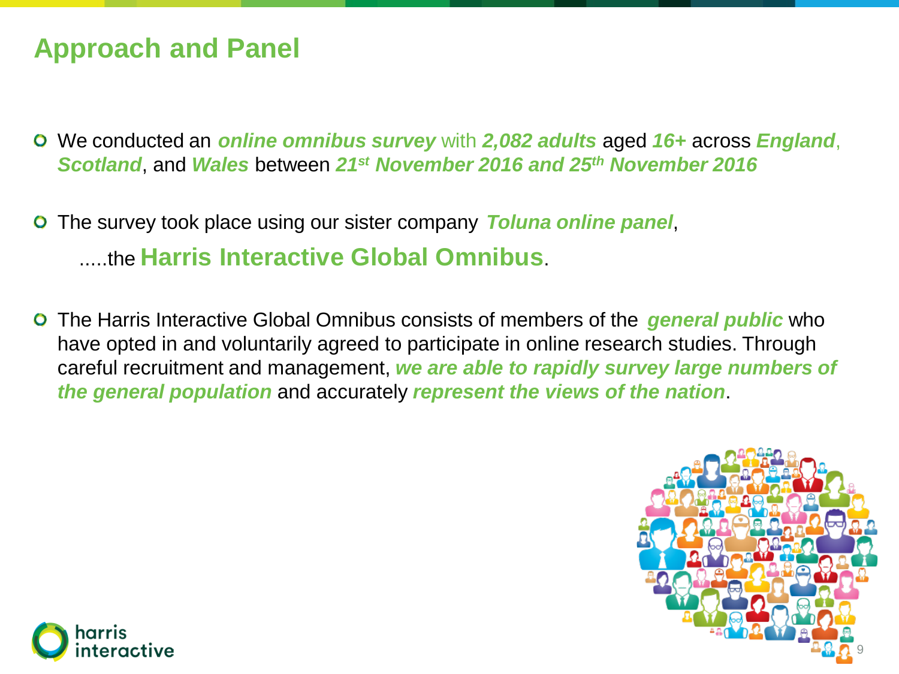## Approach and Panel

- We conducted an ***online omnibus survey*** with ***2,082 adults*** aged ***16+*** across ***England***, ***Scotland***, and ***Wales*** between ***21st November 2016 and 25th November 2016***
- The survey took place using our sister company ***Toluna online panel***,

  .....the **Harris Interactive Global Omnibus**.
- The Harris Interactive Global Omnibus consists of members of the ***general public*** who have opted in and voluntarily agreed to participate in online research studies. Through careful recruitment and management, ***we are able to rapidly survey large numbers of the general population*** and accurately ***represent the views of the nation***.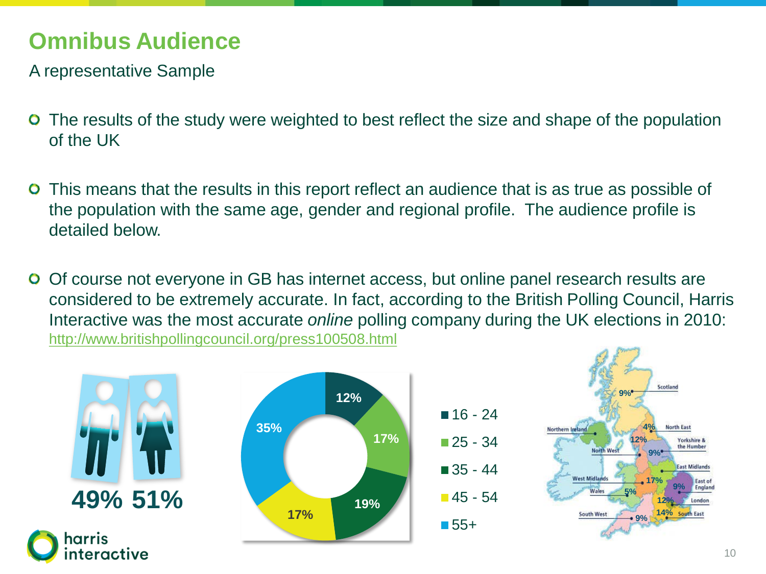# Omnibus Audience

A representative Sample

- The results of the study were weighted to best reflect the size and shape of the population of the UK
- This means that the results in this report reflect an audience that is as true as possible of the population with the same age, gender and regional profile. The audience profile is detailed below.
- Of course not everyone in GB has internet access, but online panel research results are considered to be extremely accurate. In fact, according to the British Polling Council, Harris Interactive was the most accurate *online* polling company during the UK elections in 2010: [http://www.britishpollingcouncil.org/press100508.html](http://www.britishpollingcouncil.org/press100508.html)

49% 51%

| Age | % |
|---|---|
| 16 - 24 | 12% |
| 25 - 34 | 17% |
| 35 - 44 | 19% |
| 45 - 54 | 17% |
| 55+ | 35% |

| Region | % |
|---|---|
| Scotland | 9% |
| North East | 4% |
| North West | 12% |
| Yorkshire & the Humber | 9% |
| East Midlands | 9% |
| West Midlands | 17% |
| East of England | 9% |
| Wales | 5% |
| London | 12% |
| South East | 14% |
| South West | 9% |
| Northern Ireland | |

harris interactive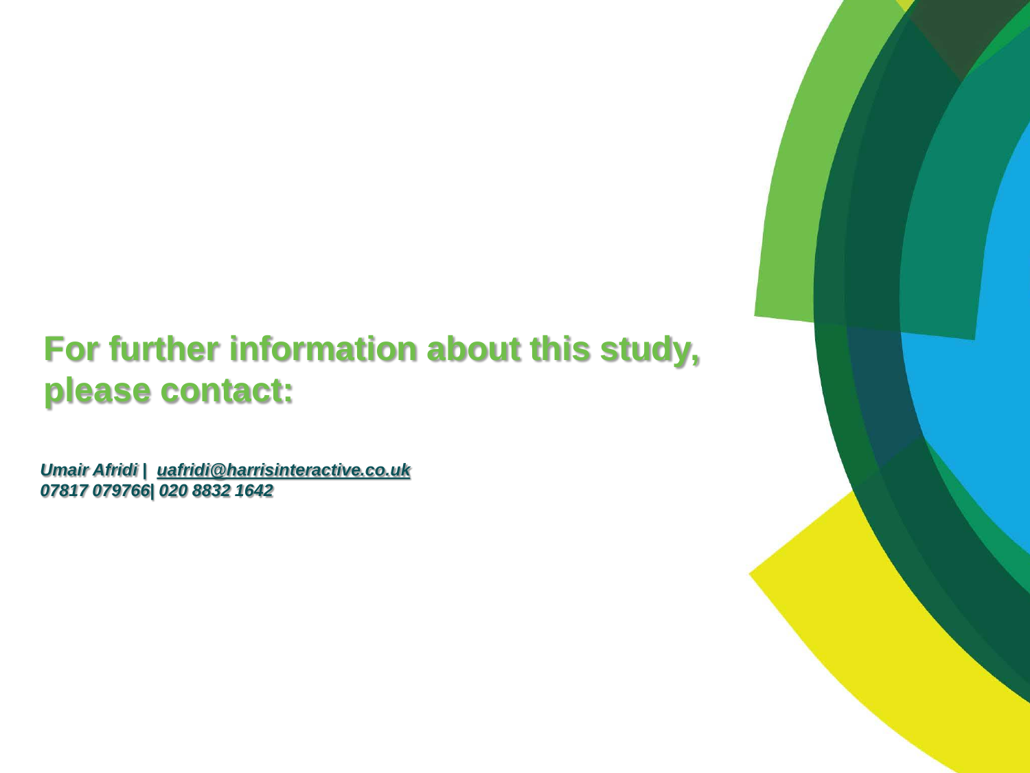## For further information about this study, please contact:

*Umair Afridi | [uafridi@harrisinteractive.co.uk](mailto:uafridi@harrisinteractive.co.uk)*
*07817 079766| 020 8832 1642*